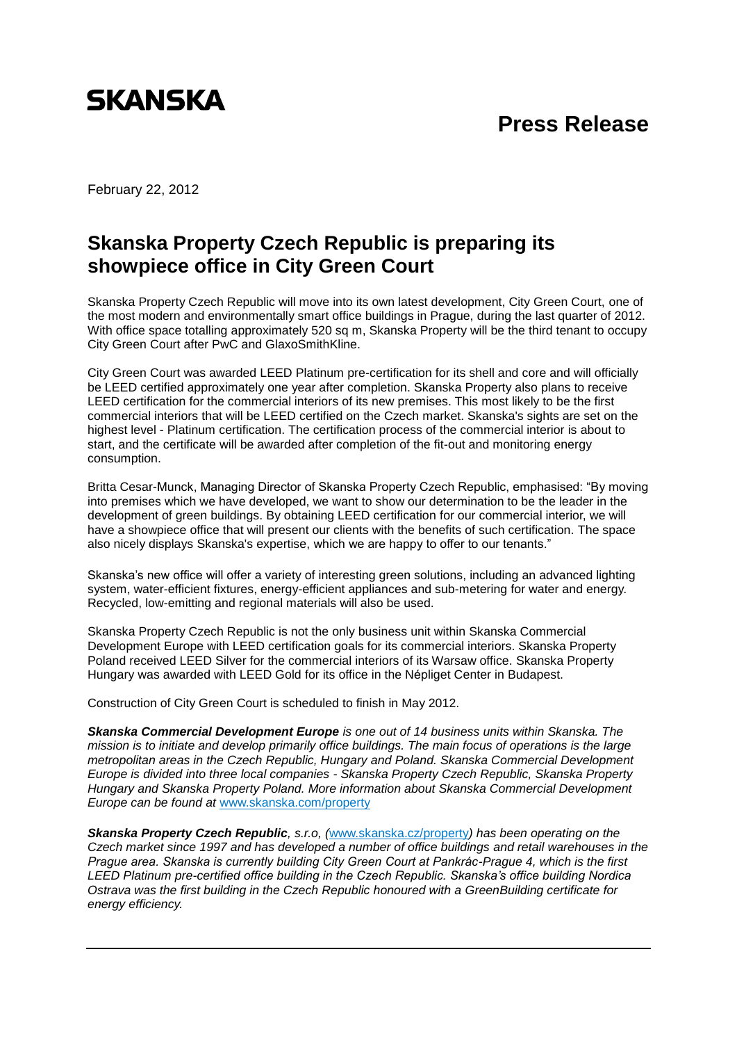SKANSKA

# Press Release

February 22, 2012

## Skanska Property Czech Republic is preparing its showpiece office in City Green Court

Skanska Property Czech Republic will move into its own latest development, City Green Court, one of the most modern and environmentally smart office buildings in Prague, during the last quarter of 2012. With office space totalling approximately 520 sq m, Skanska Property will be the third tenant to occupy City Green Court after PwC and GlaxoSmithKline.

City Green Court was awarded LEED Platinum pre-certification for its shell and core and will officially be LEED certified approximately one year after completion. Skanska Property also plans to receive LEED certification for the commercial interiors of its new premises. This most likely to be the first commercial interiors that will be LEED certified on the Czech market. Skanska's sights are set on the highest level - Platinum certification. The certification process of the commercial interior is about to start, and the certificate will be awarded after completion of the fit-out and monitoring energy consumption.

Britta Cesar-Munck, Managing Director of Skanska Property Czech Republic, emphasised: "By moving into premises which we have developed, we want to show our determination to be the leader in the development of green buildings. By obtaining LEED certification for our commercial interior, we will have a showpiece office that will present our clients with the benefits of such certification. The space also nicely displays Skanska's expertise, which we are happy to offer to our tenants."

Skanska's new office will offer a variety of interesting green solutions, including an advanced lighting system, water-efficient fixtures, energy-efficient appliances and sub-metering for water and energy. Recycled, low-emitting and regional materials will also be used.

Skanska Property Czech Republic is not the only business unit within Skanska Commercial Development Europe with LEED certification goals for its commercial interiors. Skanska Property Poland received LEED Silver for the commercial interiors of its Warsaw office. Skanska Property Hungary was awarded with LEED Gold for its office in the Népliget Center in Budapest.

Construction of City Green Court is scheduled to finish in May 2012.

***Skanska Commercial Development Europe*** *is one out of 14 business units within Skanska. The mission is to initiate and develop primarily office buildings. The main focus of operations is the large metropolitan areas in the Czech Republic, Hungary and Poland. Skanska Commercial Development Europe is divided into three local companies - Skanska Property Czech Republic, Skanska Property Hungary and Skanska Property Poland. More information about Skanska Commercial Development Europe can be found at* www.skanska.com/property

***Skanska Property Czech Republic****, s.r.o, (*www.skanska.cz/property*) has been operating on the Czech market since 1997 and has developed a number of office buildings and retail warehouses in the Prague area. Skanska is currently building City Green Court at Pankrác-Prague 4, which is the first LEED Platinum pre-certified office building in the Czech Republic. Skanska's office building Nordica Ostrava was the first building in the Czech Republic honoured with a GreenBuilding certificate for energy efficiency.*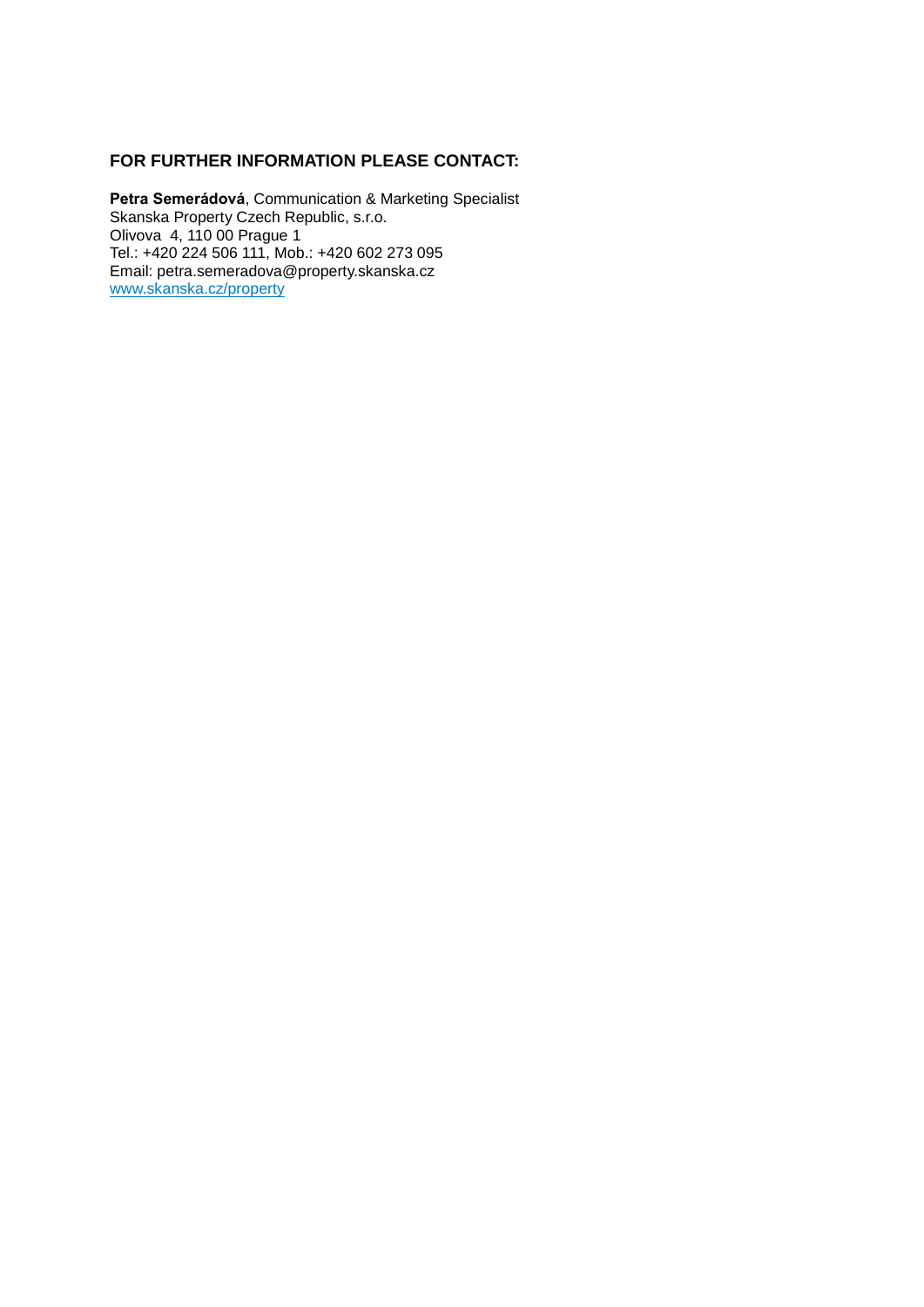**FOR FURTHER INFORMATION PLEASE CONTACT:**

**Petra Semerádová**, Communication & Marketing Specialist
Skanska Property Czech Republic, s.r.o.
Olivova 4, 110 00 Prague 1
Tel.: +420 224 506 111, Mob.: +420 602 273 095
Email: petra.semeradova@property.skanska.cz
[www.skanska.cz/property](www.skanska.cz/property)